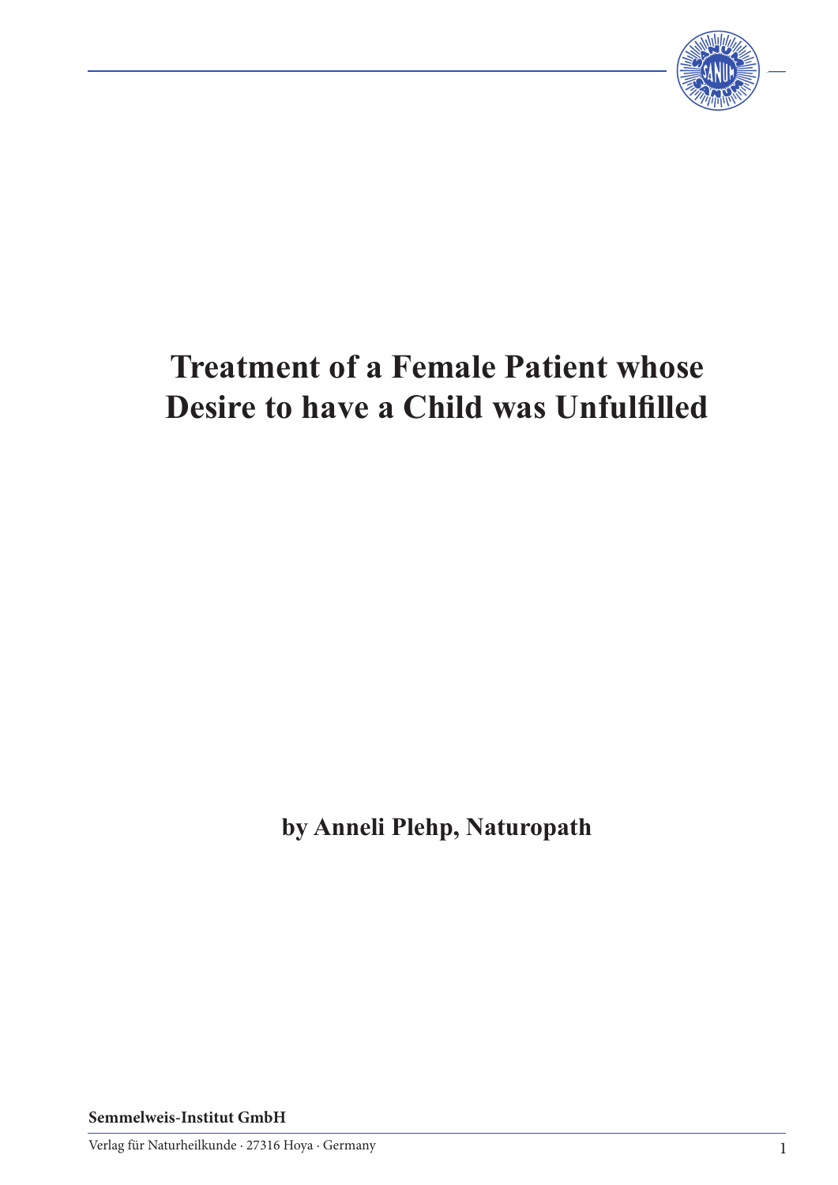# Treatment of a Female Patient whose Desire to have a Child was Unfulfilled

**by Anneli Plehp, Naturopath**

**Semmelweis-Institut GmbH**

Verlag für Naturheilkunde · 27316 Hoya · Germany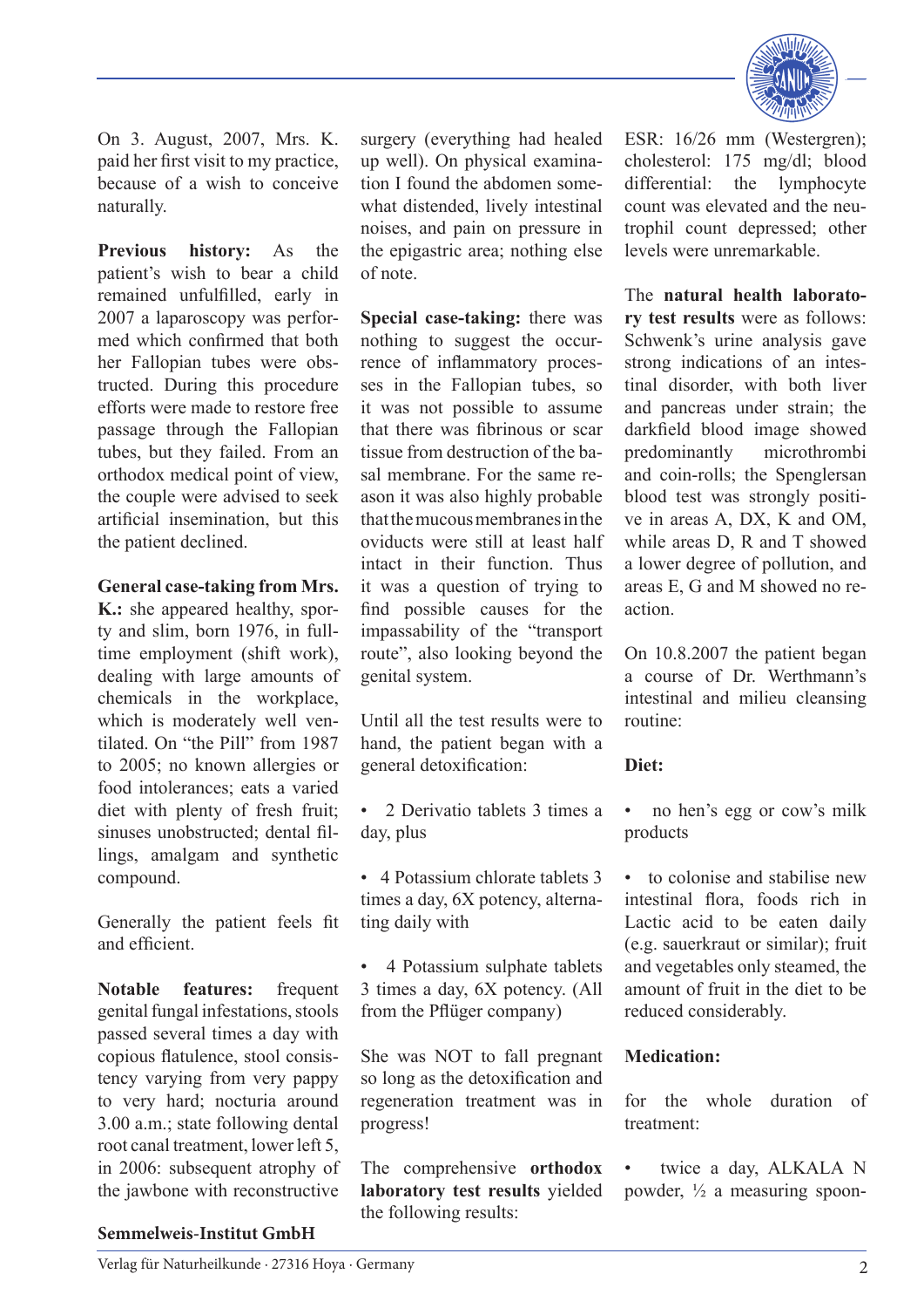On 3. August, 2007, Mrs. K. paid her first visit to my practice, because of a wish to conceive naturally.

**Previous history:** As the patient's wish to bear a child remained unfulfilled, early in 2007 a laparoscopy was performed which confirmed that both her Fallopian tubes were obstructed. During this procedure efforts were made to restore free passage through the Fallopian tubes, but they failed. From an orthodox medical point of view, the couple were advised to seek artificial insemination, but this the patient declined.

**General case-taking from Mrs. K.:** she appeared healthy, sporty and slim, born 1976, in full-time employment (shift work), dealing with large amounts of chemicals in the workplace, which is moderately well ventilated. On "the Pill" from 1987 to 2005; no known allergies or food intolerances; eats a varied diet with plenty of fresh fruit; sinuses unobstructed; dental fillings, amalgam and synthetic compound.

Generally the patient feels fit and efficient.

**Notable features:** frequent genital fungal infestations, stools passed several times a day with copious flatulence, stool consistency varying from very pappy to very hard; nocturia around 3.00 a.m.; state following dental root canal treatment, lower left 5, in 2006: subsequent atrophy of the jawbone with reconstructive surgery (everything had healed up well). On physical examination I found the abdomen somewhat distended, lively intestinal noises, and pain on pressure in the epigastric area; nothing else of note.

**Special case-taking:** there was nothing to suggest the occurrence of inflammatory processes in the Fallopian tubes, so it was not possible to assume that there was fibrinous or scar tissue from destruction of the basal membrane. For the same reason it was also highly probable that the mucous membranes in the oviducts were still at least half intact in their function. Thus it was a question of trying to find possible causes for the impassability of the "transport route", also looking beyond the genital system.

Until all the test results were to hand, the patient began with a general detoxification:

- 2 Derivatio tablets 3 times a day, plus
- 4 Potassium chlorate tablets 3 times a day, 6X potency, alternating daily with
- 4 Potassium sulphate tablets 3 times a day, 6X potency. (All from the Pflüger company)

She was NOT to fall pregnant so long as the detoxification and regeneration treatment was in progress!

The comprehensive **orthodox laboratory test results** yielded the following results:

ESR: 16/26 mm (Westergren); cholesterol: 175 mg/dl; blood differential: the lymphocyte count was elevated and the neutrophil count depressed; other levels were unremarkable.

The **natural health laboratory test results** were as follows: Schwenk's urine analysis gave strong indications of an intestinal disorder, with both liver and pancreas under strain; the darkfield blood image showed predominantly microthrombi and coin-rolls; the Spenglersan blood test was strongly positive in areas A, DX, K and OM, while areas D, R and T showed a lower degree of pollution, and areas E, G and M showed no reaction.

On 10.8.2007 the patient began a course of Dr. Werthmann's intestinal and milieu cleansing routine:

**Diet:**

- no hen's egg or cow's milk products
- to colonise and stabilise new intestinal flora, foods rich in Lactic acid to be eaten daily (e.g. sauerkraut or similar); fruit and vegetables only steamed, the amount of fruit in the diet to be reduced considerably.

**Medication:**

for the whole duration of treatment:

- twice a day, ALKALA N powder, ½ a measuring spoon-

**Semmelweis-Institut GmbH**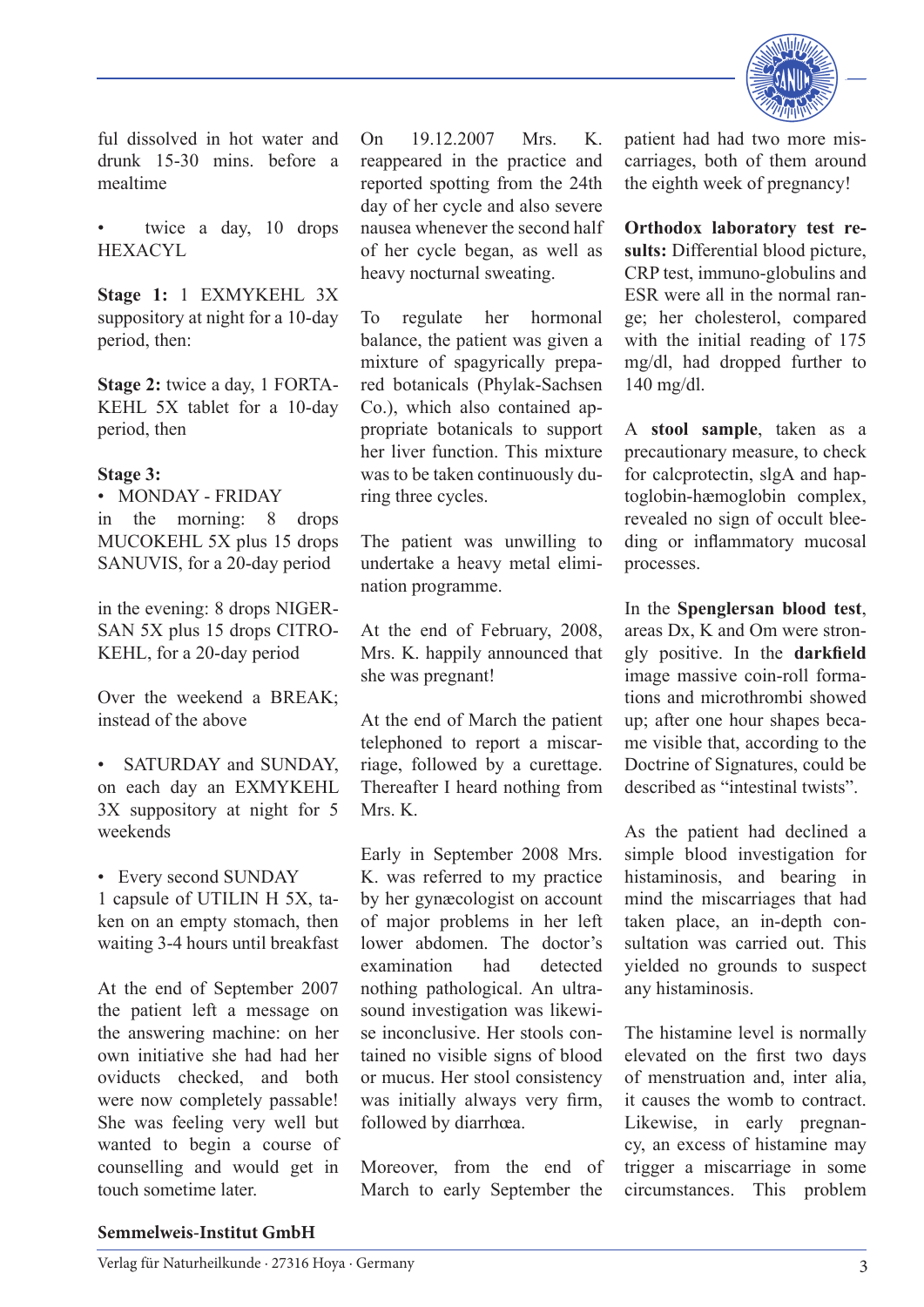ful dissolved in hot water and drunk 15-30 mins. before a mealtime

• twice a day, 10 drops HEXACYL

**Stage 1:** 1 EXMYKEHL 3X suppository at night for a 10-day period, then:

**Stage 2:** twice a day, 1 FORTAKEHL 5X tablet for a 10-day period, then

**Stage 3:**
• MONDAY - FRIDAY
in the morning: 8 drops MUCOKEHL 5X plus 15 drops SANUVIS, for a 20-day period

in the evening: 8 drops NIGERSAN 5X plus 15 drops CITROKEHL, for a 20-day period

Over the weekend a BREAK; instead of the above

• SATURDAY and SUNDAY, on each day an EXMYKEHL 3X suppository at night for 5 weekends

• Every second SUNDAY
1 capsule of UTILIN H 5X, taken on an empty stomach, then waiting 3-4 hours until breakfast

At the end of September 2007 the patient left a message on the answering machine: on her own initiative she had had her oviducts checked, and both were now completely passable! She was feeling very well but wanted to begin a course of counselling and would get in touch some time later.

On 19.12.2007 Mrs. K. reappeared in the practice and reported spotting from the 24th day of her cycle and also severe nausea whenever the second half of her cycle began, as well as heavy nocturnal sweating.

To regulate her hormonal balance, the patient was given a mixture of spagyrically prepared botanicals (Phylak-Sachsen Co.), which also contained appropriate botanicals to support her liver function. This mixture was to be taken continuously during three cycles.

The patient was unwilling to undertake a heavy metal elimination programme.

At the end of February, 2008, Mrs. K. happily announced that she was pregnant!

At the end of March the patient telephoned to report a miscarriage, followed by a curettage. Thereafter I heard nothing from Mrs. K.

Early in September 2008 Mrs. K. was referred to my practice by her gynæcologist on account of major problems in her left lower abdomen. The doctor's examination had detected nothing pathological. An ultrasound investigation was likewise inconclusive. Her stools contained no visible signs of blood or mucus. Her stool consistency was initially always very firm, followed by diarrhœa.

Moreover, from the end of March to early September the patient had had two more miscarriages, both of them around the eighth week of pregnancy!

**Orthodox laboratory test results:** Differential blood picture, CRP test, immuno-globulins and ESR were all in the normal range; her cholesterol, compared with the initial reading of 175 mg/dl, had dropped further to 140 mg/dl.

A **stool sample**, taken as a precautionary measure, to check for calcprotectin, sIgA and haptoglobin-hæmoglobin complex, revealed no sign of occult bleeding or inflammatory mucosal processes.

In the **Spenglersan blood test**, areas Dx, K and Om were strongly positive. In the **darkfield** image massive coin-roll formations and microthrombi showed up; after one hour shapes became visible that, according to the Doctrine of Signatures, could be described as "intestinal twists".

As the patient had declined a simple blood investigation for histaminosis, and bearing in mind the miscarriages that had taken place, an in-depth consultation was carried out. This yielded no grounds to suspect any histaminosis.

The histamine level is normally elevated on the first two days of menstruation and, inter alia, it causes the womb to contract. Likewise, in early pregnancy, an excess of histamine may trigger a miscarriage in some circumstances. This problem

**Semmelweis-Institut GmbH**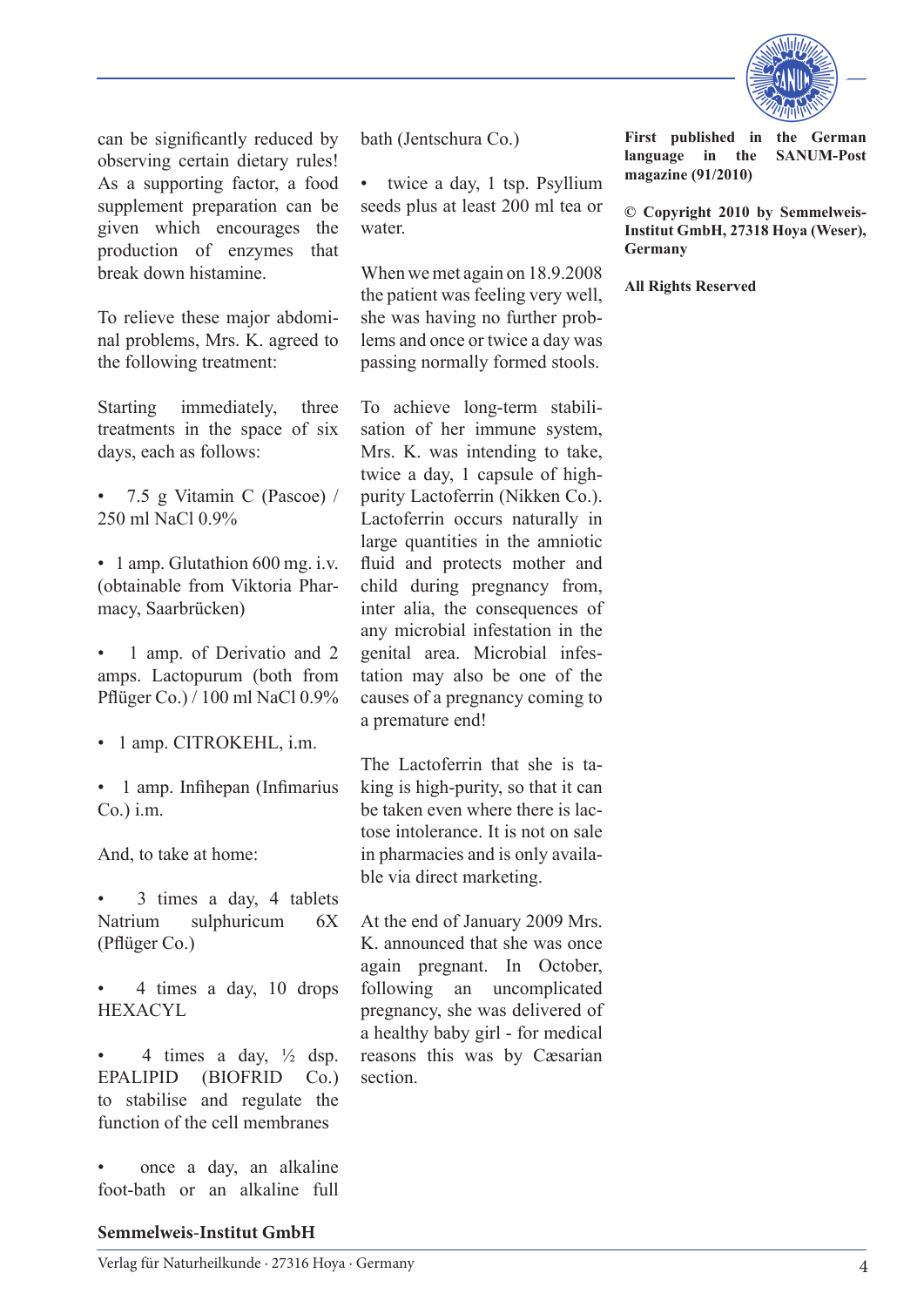can be significantly reduced by observing certain dietary rules! As a supporting factor, a food supplement preparation can be given which encourages the production of enzymes that break down histamine.

To relieve these major abdominal problems, Mrs. K. agreed to the following treatment:

Starting immediately, three treatments in the space of six days, each as follows:

- 7.5 g Vitamin C (Pascoe) / 250 ml NaCl 0.9%
- 1 amp. Glutathion 600 mg. i.v. (obtainable from Viktoria Pharmacy, Saarbrücken)
- 1 amp. of Derivatio and 2 amps. Lactopurum (both from Pflüger Co.) / 100 ml NaCl 0.9%
- 1 amp. CITROKEHL, i.m.
- 1 amp. Infihepan (Infimarius Co.) i.m.

And, to take at home:

- 3 times a day, 4 tablets Natrium sulphuricum 6X (Pflüger Co.)
- 4 times a day, 10 drops HEXACYL
- 4 times a day, ½ dsp. EPALIPID (BIOFRID Co.) to stabilise and regulate the function of the cell membranes
- once a day, an alkaline foot-bath or an alkaline full bath (Jentschura Co.)
- twice a day, 1 tsp. Psyllium seeds plus at least 200 ml tea or water.

When we met again on 18.9.2008 the patient was feeling very well, she was having no further problems and once or twice a day was passing normally formed stools.

To achieve long-term stabilisation of her immune system, Mrs. K. was intending to take, twice a day, 1 capsule of high-purity Lactoferrin (Nikken Co.). Lactoferrin occurs naturally in large quantities in the amniotic fluid and protects mother and child during pregnancy from, inter alia, the consequences of any microbial infestation in the genital area. Microbial infestation may also be one of the causes of a pregnancy coming to a premature end!

The Lactoferrin that she is taking is high-purity, so that it can be taken even where there is lactose intolerance. It is not on sale in pharmacies and is only available via direct marketing.

At the end of January 2009 Mrs. K. announced that she was once again pregnant. In October, following an uncomplicated pregnancy, she was delivered of a healthy baby girl - for medical reasons this was by Cæsarian section.

**First published in the German language in the SANUM-Post magazine (91/2010)**

**© Copyright 2010 by Semmelweis-Institut GmbH, 27318 Hoya (Weser), Germany**

**All Rights Reserved**